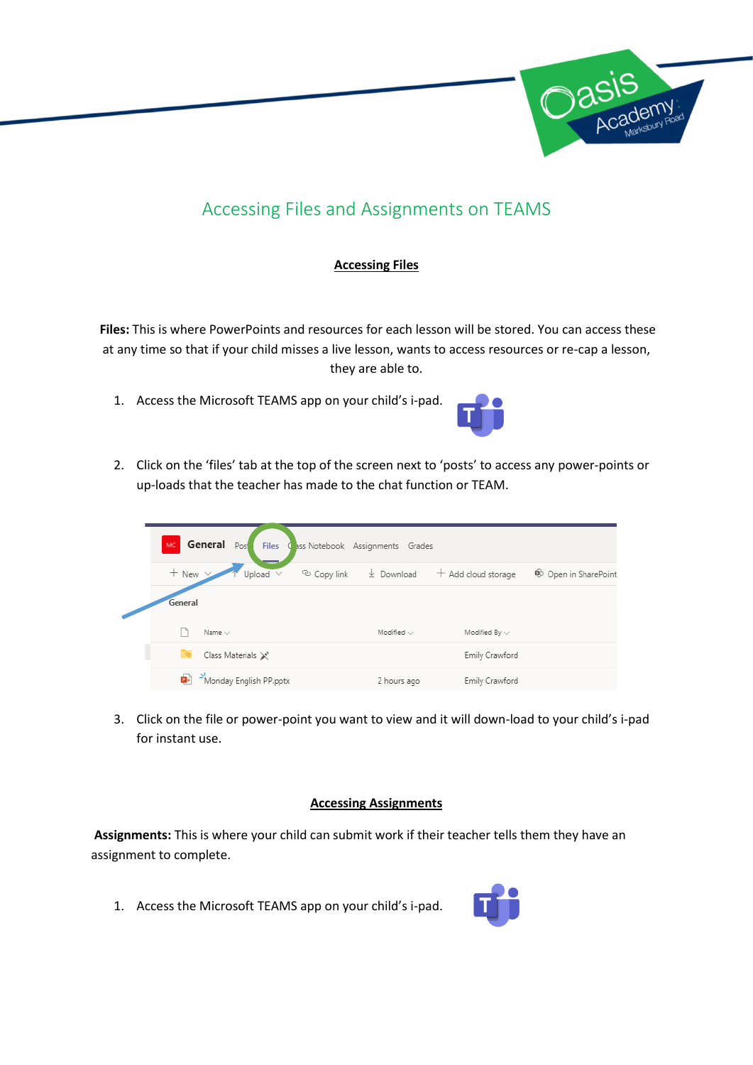# Accessing Files and Assignments on TEAMS

## Accessing Files

**Files:** This is where PowerPoints and resources for each lesson will be stored. You can access these at any time so that if your child misses a live lesson, wants to access resources or re-cap a lesson, they are able to.

1. Access the Microsoft TEAMS app on your child's i-pad.

2. Click on the 'files' tab at the top of the screen next to 'posts' to access any power-points or up-loads that the teacher has made to the chat function or TEAM.

3. Click on the file or power-point you want to view and it will down-load to your child's i-pad for instant use.

## Accessing Assignments

**Assignments:** This is where your child can submit work if their teacher tells them they have an assignment to complete.

1. Access the Microsoft TEAMS app on your child's i-pad.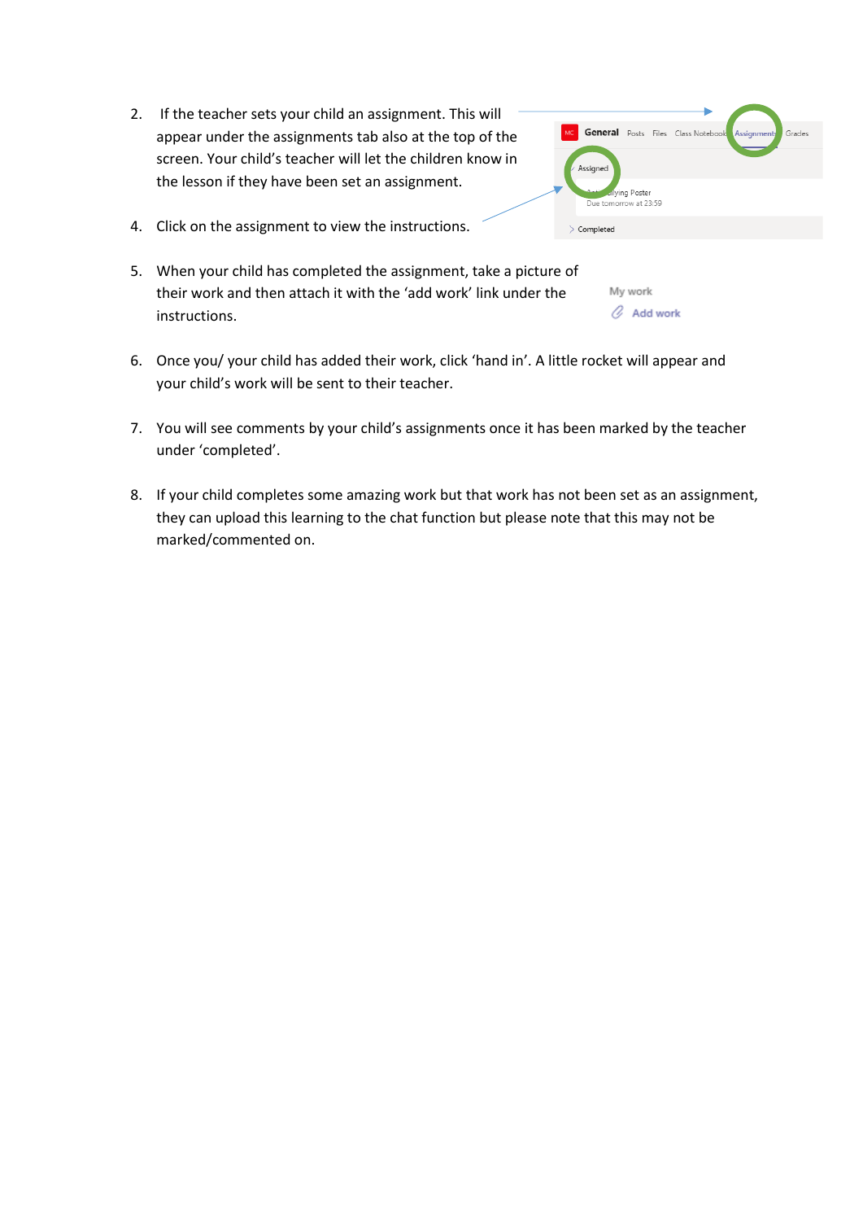2. If the teacher sets your child an assignment. This will appear under the assignments tab also at the top of the screen. Your child's teacher will let the children know in the lesson if they have been set an assignment.

4. Click on the assignment to view the instructions.

5. When your child has completed the assignment, take a picture of their work and then attach it with the 'add work' link under the instructions.

6. Once you/ your child has added their work, click 'hand in'. A little rocket will appear and your child's work will be sent to their teacher.

7. You will see comments by your child's assignments once it has been marked by the teacher under 'completed'.

8. If your child completes some amazing work but that work has not been set as an assignment, they can upload this learning to the chat function but please note that this may not be marked/commented on.